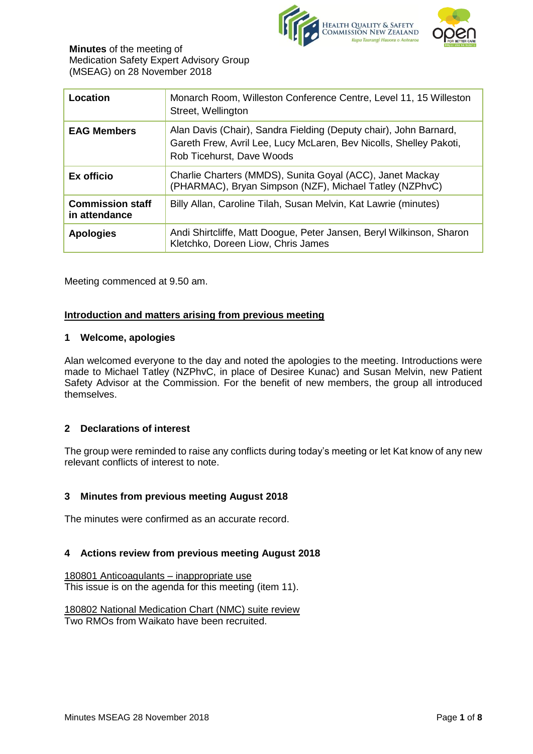**Minutes** of the meeting of
Medication Safety Expert Advisory Group
(MSEAG) on 28 November 2018

| | |
|---|---|
| **Location** | Monarch Room, Willeston Conference Centre, Level 11, 15 Willeston Street, Wellington |
| **EAG Members** | Alan Davis (Chair), Sandra Fielding (Deputy chair), John Barnard, Gareth Frew, Avril Lee, Lucy McLaren, Bev Nicolls, Shelley Pakoti, Rob Ticehurst, Dave Woods |
| **Ex officio** | Charlie Charters (MMDS), Sunita Goyal (ACC), Janet Mackay (PHARMAC), Bryan Simpson (NZF), Michael Tatley (NZPhvC) |
| **Commission staff in attendance** | Billy Allan, Caroline Tilah, Susan Melvin, Kat Lawrie (minutes) |
| **Apologies** | Andi Shirtcliffe, Matt Doogue, Peter Jansen, Beryl Wilkinson, Sharon Kletchko, Doreen Liow, Chris James |

Meeting commenced at 9.50 am.

## Introduction and matters arising from previous meeting

### 1 Welcome, apologies

Alan welcomed everyone to the day and noted the apologies to the meeting. Introductions were made to Michael Tatley (NZPhvC, in place of Desiree Kunac) and Susan Melvin, new Patient Safety Advisor at the Commission. For the benefit of new members, the group all introduced themselves.

### 2 Declarations of interest

The group were reminded to raise any conflicts during today's meeting or let Kat know of any new relevant conflicts of interest to note.

### 3 Minutes from previous meeting August 2018

The minutes were confirmed as an accurate record.

### 4 Actions review from previous meeting August 2018

180801 Anticoagulants – inappropriate use
This issue is on the agenda for this meeting (item 11).

180802 National Medication Chart (NMC) suite review
Two RMOs from Waikato have been recruited.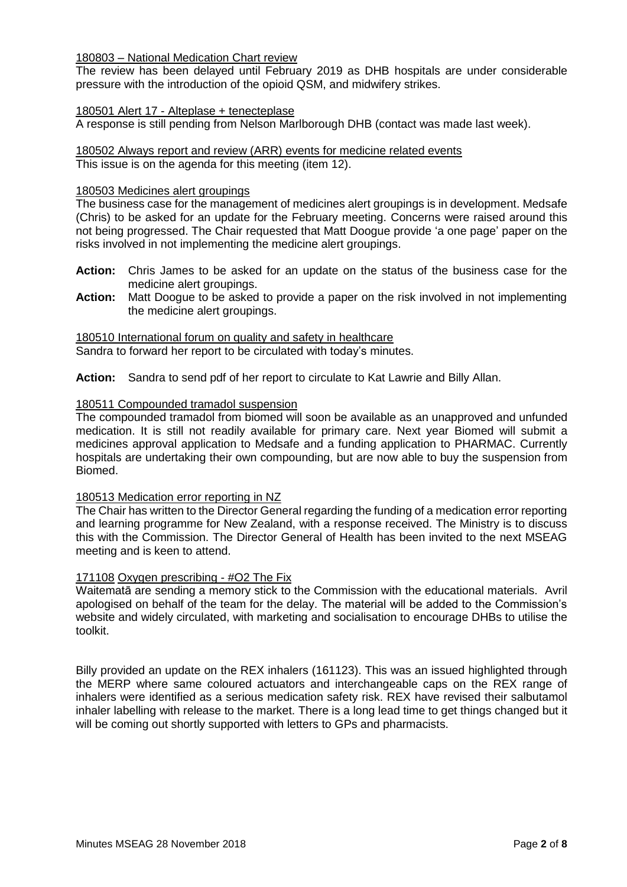180803 – National Medication Chart review

The review has been delayed until February 2019 as DHB hospitals are under considerable pressure with the introduction of the opioid QSM, and midwifery strikes.

180501 Alert 17 - Alteplase + tenecteplase

A response is still pending from Nelson Marlborough DHB (contact was made last week).

180502 Always report and review (ARR) events for medicine related events

This issue is on the agenda for this meeting (item 12).

180503 Medicines alert groupings

The business case for the management of medicines alert groupings is in development. Medsafe (Chris) to be asked for an update for the February meeting. Concerns were raised around this not being progressed. The Chair requested that Matt Doogue provide 'a one page' paper on the risks involved in not implementing the medicine alert groupings.

**Action:** Chris James to be asked for an update on the status of the business case for the medicine alert groupings.

**Action:** Matt Doogue to be asked to provide a paper on the risk involved in not implementing the medicine alert groupings.

180510 International forum on quality and safety in healthcare

Sandra to forward her report to be circulated with today's minutes.

**Action:** Sandra to send pdf of her report to circulate to Kat Lawrie and Billy Allan.

180511 Compounded tramadol suspension

The compounded tramadol from biomed will soon be available as an unapproved and unfunded medication. It is still not readily available for primary care. Next year Biomed will submit a medicines approval application to Medsafe and a funding application to PHARMAC. Currently hospitals are undertaking their own compounding, but are now able to buy the suspension from Biomed.

180513 Medication error reporting in NZ

The Chair has written to the Director General regarding the funding of a medication error reporting and learning programme for New Zealand, with a response received. The Ministry is to discuss this with the Commission. The Director General of Health has been invited to the next MSEAG meeting and is keen to attend.

171108 Oxygen prescribing - #O2 The Fix

Waitematā are sending a memory stick to the Commission with the educational materials. Avril apologised on behalf of the team for the delay. The material will be added to the Commission's website and widely circulated, with marketing and socialisation to encourage DHBs to utilise the toolkit.

Billy provided an update on the REX inhalers (161123). This was an issued highlighted through the MERP where same coloured actuators and interchangeable caps on the REX range of inhalers were identified as a serious medication safety risk. REX have revised their salbutamol inhaler labelling with release to the market. There is a long lead time to get things changed but it will be coming out shortly supported with letters to GPs and pharmacists.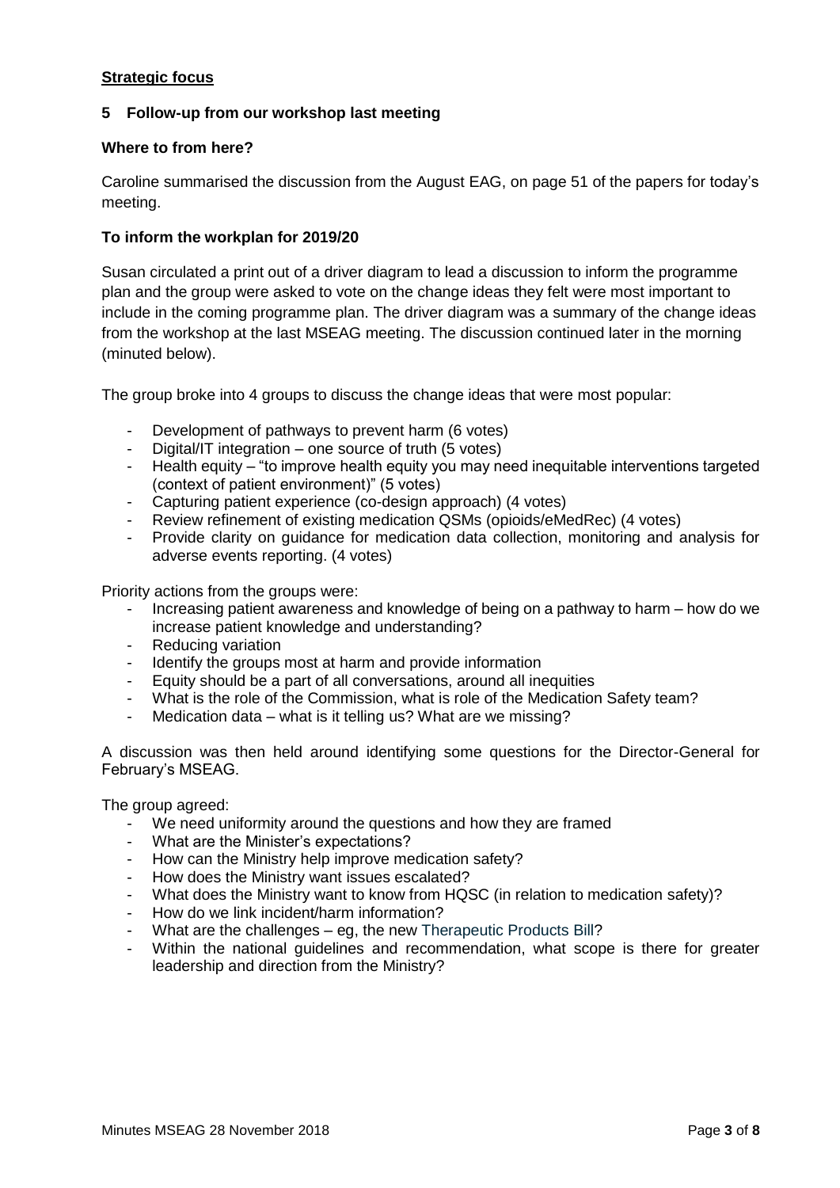**Strategic focus**

**5 Follow-up from our workshop last meeting**

**Where to from here?**

Caroline summarised the discussion from the August EAG, on page 51 of the papers for today's meeting.

**To inform the workplan for 2019/20**

Susan circulated a print out of a driver diagram to lead a discussion to inform the programme plan and the group were asked to vote on the change ideas they felt were most important to include in the coming programme plan. The driver diagram was a summary of the change ideas from the workshop at the last MSEAG meeting. The discussion continued later in the morning (minuted below).

The group broke into 4 groups to discuss the change ideas that were most popular:

- Development of pathways to prevent harm (6 votes)
- Digital/IT integration – one source of truth (5 votes)
- Health equity – "to improve health equity you may need inequitable interventions targeted (context of patient environment)" (5 votes)
- Capturing patient experience (co-design approach) (4 votes)
- Review refinement of existing medication QSMs (opioids/eMedRec) (4 votes)
- Provide clarity on guidance for medication data collection, monitoring and analysis for adverse events reporting. (4 votes)

Priority actions from the groups were:

- Increasing patient awareness and knowledge of being on a pathway to harm – how do we increase patient knowledge and understanding?
- Reducing variation
- Identify the groups most at harm and provide information
- Equity should be a part of all conversations, around all inequities
- What is the role of the Commission, what is role of the Medication Safety team?
- Medication data – what is it telling us? What are we missing?

A discussion was then held around identifying some questions for the Director-General for February's MSEAG.

The group agreed:

- We need uniformity around the questions and how they are framed
- What are the Minister's expectations?
- How can the Ministry help improve medication safety?
- How does the Ministry want issues escalated?
- What does the Ministry want to know from HQSC (in relation to medication safety)?
- How do we link incident/harm information?
- What are the challenges – eg, the new Therapeutic Products Bill?
- Within the national guidelines and recommendation, what scope is there for greater leadership and direction from the Ministry?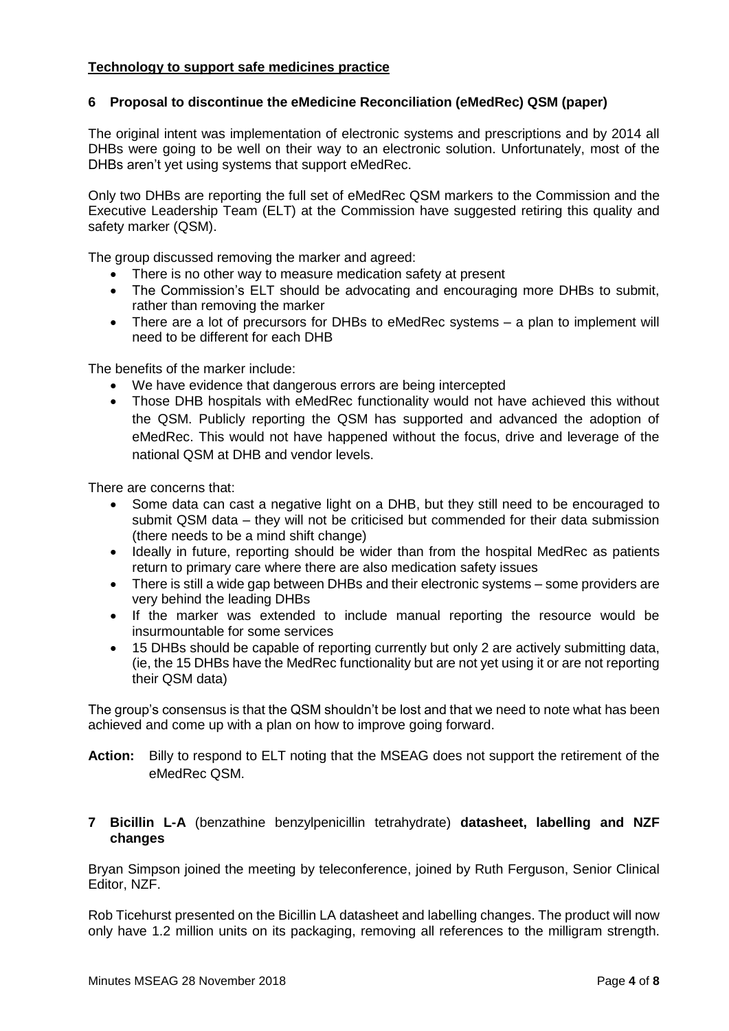## Technology to support safe medicines practice

### 6 Proposal to discontinue the eMedicine Reconciliation (eMedRec) QSM (paper)

The original intent was implementation of electronic systems and prescriptions and by 2014 all DHBs were going to be well on their way to an electronic solution. Unfortunately, most of the DHBs aren't yet using systems that support eMedRec.

Only two DHBs are reporting the full set of eMedRec QSM markers to the Commission and the Executive Leadership Team (ELT) at the Commission have suggested retiring this quality and safety marker (QSM).

The group discussed removing the marker and agreed:

- There is no other way to measure medication safety at present
- The Commission's ELT should be advocating and encouraging more DHBs to submit, rather than removing the marker
- There are a lot of precursors for DHBs to eMedRec systems – a plan to implement will need to be different for each DHB

The benefits of the marker include:

- We have evidence that dangerous errors are being intercepted
- Those DHB hospitals with eMedRec functionality would not have achieved this without the QSM. Publicly reporting the QSM has supported and advanced the adoption of eMedRec. This would not have happened without the focus, drive and leverage of the national QSM at DHB and vendor levels.

There are concerns that:

- Some data can cast a negative light on a DHB, but they still need to be encouraged to submit QSM data – they will not be criticised but commended for their data submission (there needs to be a mind shift change)
- Ideally in future, reporting should be wider than from the hospital MedRec as patients return to primary care where there are also medication safety issues
- There is still a wide gap between DHBs and their electronic systems – some providers are very behind the leading DHBs
- If the marker was extended to include manual reporting the resource would be insurmountable for some services
- 15 DHBs should be capable of reporting currently but only 2 are actively submitting data, (ie, the 15 DHBs have the MedRec functionality but are not yet using it or are not reporting their QSM data)

The group's consensus is that the QSM shouldn't be lost and that we need to note what has been achieved and come up with a plan on how to improve going forward.

**Action:** Billy to respond to ELT noting that the MSEAG does not support the retirement of the eMedRec QSM.

### 7 Bicillin L-A (benzathine benzylpenicillin tetrahydrate) datasheet, labelling and NZF changes

Bryan Simpson joined the meeting by teleconference, joined by Ruth Ferguson, Senior Clinical Editor, NZF.

Rob Ticehurst presented on the Bicillin LA datasheet and labelling changes. The product will now only have 1.2 million units on its packaging, removing all references to the milligram strength.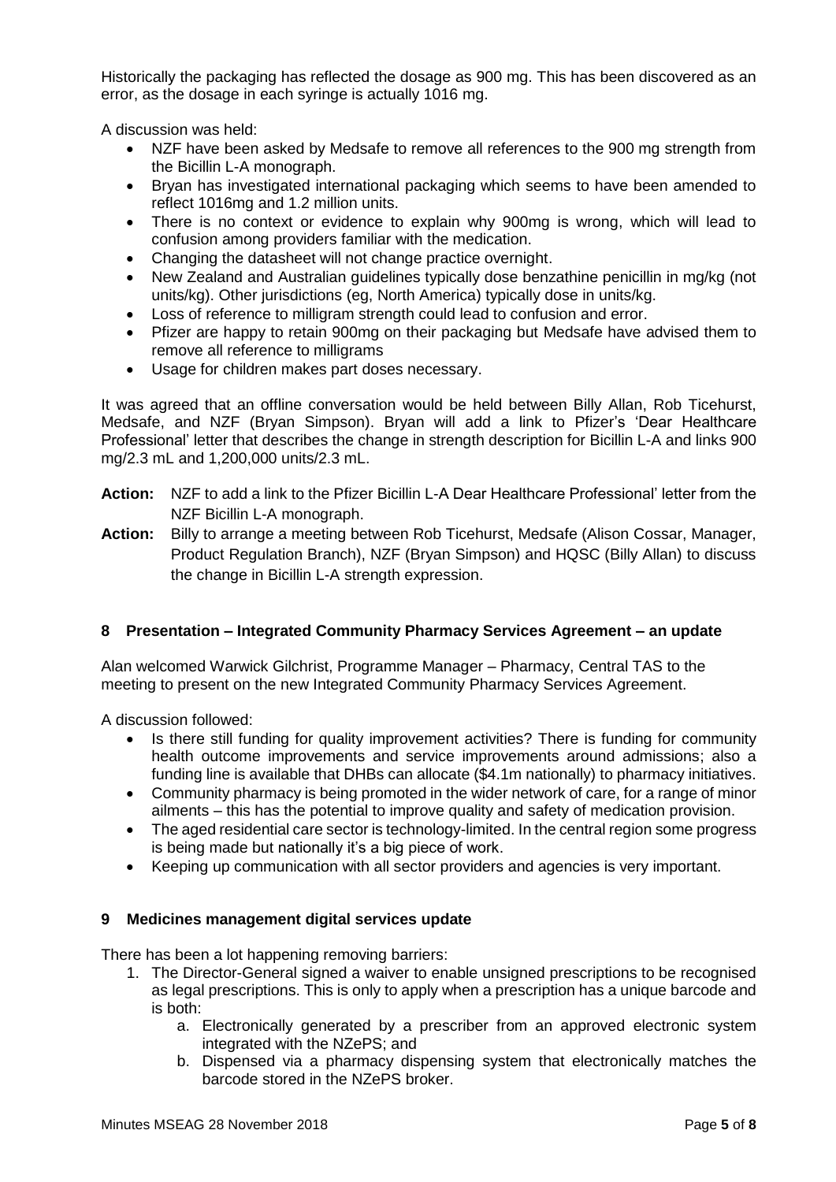Historically the packaging has reflected the dosage as 900 mg. This has been discovered as an error, as the dosage in each syringe is actually 1016 mg.

A discussion was held:

- NZF have been asked by Medsafe to remove all references to the 900 mg strength from the Bicillin L-A monograph.
- Bryan has investigated international packaging which seems to have been amended to reflect 1016mg and 1.2 million units.
- There is no context or evidence to explain why 900mg is wrong, which will lead to confusion among providers familiar with the medication.
- Changing the datasheet will not change practice overnight.
- New Zealand and Australian guidelines typically dose benzathine penicillin in mg/kg (not units/kg). Other jurisdictions (eg, North America) typically dose in units/kg.
- Loss of reference to milligram strength could lead to confusion and error.
- Pfizer are happy to retain 900mg on their packaging but Medsafe have advised them to remove all reference to milligrams
- Usage for children makes part doses necessary.

It was agreed that an offline conversation would be held between Billy Allan, Rob Ticehurst, Medsafe, and NZF (Bryan Simpson). Bryan will add a link to Pfizer's 'Dear Healthcare Professional' letter that describes the change in strength description for Bicillin L-A and links 900 mg/2.3 mL and 1,200,000 units/2.3 mL.

**Action:** NZF to add a link to the Pfizer Bicillin L-A Dear Healthcare Professional' letter from the NZF Bicillin L-A monograph.

**Action:** Billy to arrange a meeting between Rob Ticehurst, Medsafe (Alison Cossar, Manager, Product Regulation Branch), NZF (Bryan Simpson) and HQSC (Billy Allan) to discuss the change in Bicillin L-A strength expression.

## 8 Presentation – Integrated Community Pharmacy Services Agreement – an update

Alan welcomed Warwick Gilchrist, Programme Manager – Pharmacy, Central TAS to the meeting to present on the new Integrated Community Pharmacy Services Agreement.

A discussion followed:

- Is there still funding for quality improvement activities? There is funding for community health outcome improvements and service improvements around admissions; also a funding line is available that DHBs can allocate ($4.1m nationally) to pharmacy initiatives.
- Community pharmacy is being promoted in the wider network of care, for a range of minor ailments – this has the potential to improve quality and safety of medication provision.
- The aged residential care sector is technology-limited. In the central region some progress is being made but nationally it's a big piece of work.
- Keeping up communication with all sector providers and agencies is very important.

## 9 Medicines management digital services update

There has been a lot happening removing barriers:

1. The Director-General signed a waiver to enable unsigned prescriptions to be recognised as legal prescriptions. This is only to apply when a prescription has a unique barcode and is both:
    a. Electronically generated by a prescriber from an approved electronic system integrated with the NZePS; and
    b. Dispensed via a pharmacy dispensing system that electronically matches the barcode stored in the NZePS broker.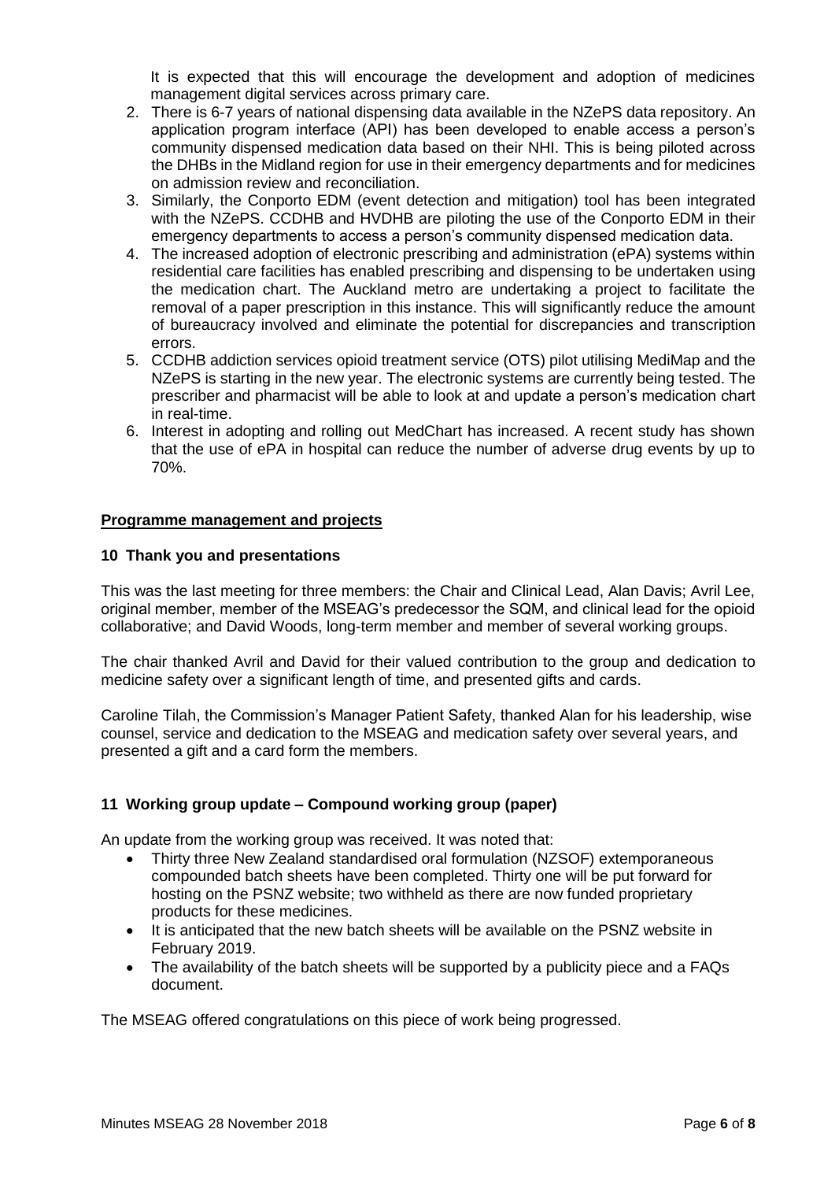It is expected that this will encourage the development and adoption of medicines management digital services across primary care.

2. There is 6-7 years of national dispensing data available in the NZePS data repository. An application program interface (API) has been developed to enable access a person's community dispensed medication data based on their NHI. This is being piloted across the DHBs in the Midland region for use in their emergency departments and for medicines on admission review and reconciliation.
3. Similarly, the Conporto EDM (event detection and mitigation) tool has been integrated with the NZePS. CCDHB and HVDHB are piloting the use of the Conporto EDM in their emergency departments to access a person's community dispensed medication data.
4. The increased adoption of electronic prescribing and administration (ePA) systems within residential care facilities has enabled prescribing and dispensing to be undertaken using the medication chart. The Auckland metro are undertaking a project to facilitate the removal of a paper prescription in this instance. This will significantly reduce the amount of bureaucracy involved and eliminate the potential for discrepancies and transcription errors.
5. CCDHB addiction services opioid treatment service (OTS) pilot utilising MediMap and the NZePS is starting in the new year. The electronic systems are currently being tested. The prescriber and pharmacist will be able to look at and update a person's medication chart in real-time.
6. Interest in adopting and rolling out MedChart has increased. A recent study has shown that the use of ePA in hospital can reduce the number of adverse drug events by up to 70%.

## Programme management and projects

### 10 Thank you and presentations

This was the last meeting for three members: the Chair and Clinical Lead, Alan Davis; Avril Lee, original member, member of the MSEAG's predecessor the SQM, and clinical lead for the opioid collaborative; and David Woods, long-term member and member of several working groups.

The chair thanked Avril and David for their valued contribution to the group and dedication to medicine safety over a significant length of time, and presented gifts and cards.

Caroline Tilah, the Commission's Manager Patient Safety, thanked Alan for his leadership, wise counsel, service and dedication to the MSEAG and medication safety over several years, and presented a gift and a card form the members.

### 11 Working group update – Compound working group (paper)

An update from the working group was received. It was noted that:

- Thirty three New Zealand standardised oral formulation (NZSOF) extemporaneous compounded batch sheets have been completed. Thirty one will be put forward for hosting on the PSNZ website; two withheld as there are now funded proprietary products for these medicines.
- It is anticipated that the new batch sheets will be available on the PSNZ website in February 2019.
- The availability of the batch sheets will be supported by a publicity piece and a FAQs document.

The MSEAG offered congratulations on this piece of work being progressed.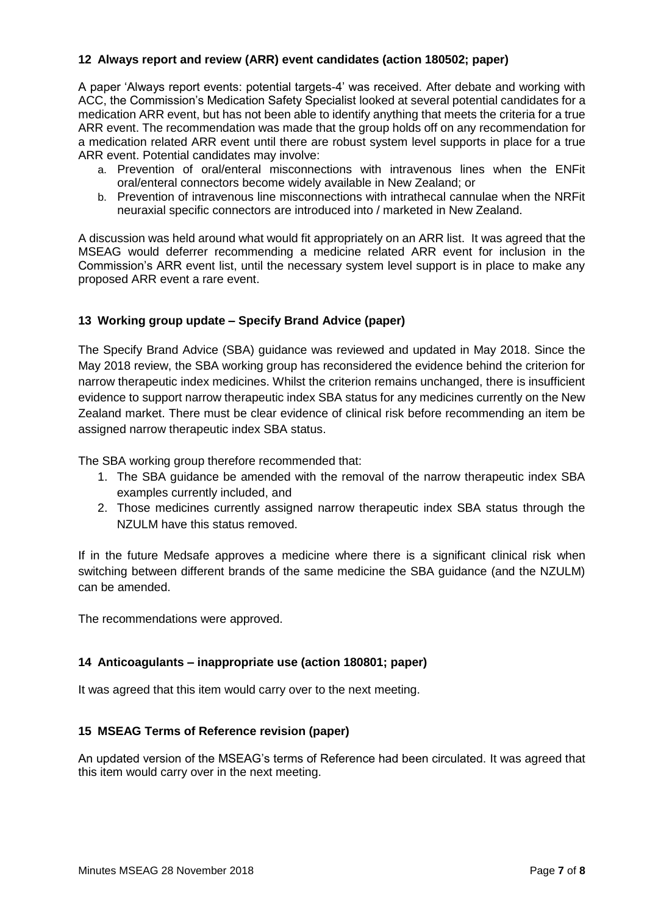## 12 Always report and review (ARR) event candidates (action 180502; paper)

A paper 'Always report events: potential targets-4' was received. After debate and working with ACC, the Commission's Medication Safety Specialist looked at several potential candidates for a medication ARR event, but has not been able to identify anything that meets the criteria for a true ARR event. The recommendation was made that the group holds off on any recommendation for a medication related ARR event until there are robust system level supports in place for a true ARR event. Potential candidates may involve:

a. Prevention of oral/enteral misconnections with intravenous lines when the ENFit oral/enteral connectors become widely available in New Zealand; or
b. Prevention of intravenous line misconnections with intrathecal cannulae when the NRFit neuraxial specific connectors are introduced into / marketed in New Zealand.

A discussion was held around what would fit appropriately on an ARR list. It was agreed that the MSEAG would deferrer recommending a medicine related ARR event for inclusion in the Commission's ARR event list, until the necessary system level support is in place to make any proposed ARR event a rare event.

## 13 Working group update – Specify Brand Advice (paper)

The Specify Brand Advice (SBA) guidance was reviewed and updated in May 2018. Since the May 2018 review, the SBA working group has reconsidered the evidence behind the criterion for narrow therapeutic index medicines. Whilst the criterion remains unchanged, there is insufficient evidence to support narrow therapeutic index SBA status for any medicines currently on the New Zealand market. There must be clear evidence of clinical risk before recommending an item be assigned narrow therapeutic index SBA status.

The SBA working group therefore recommended that:

1. The SBA guidance be amended with the removal of the narrow therapeutic index SBA examples currently included, and
2. Those medicines currently assigned narrow therapeutic index SBA status through the NZULM have this status removed.

If in the future Medsafe approves a medicine where there is a significant clinical risk when switching between different brands of the same medicine the SBA guidance (and the NZULM) can be amended.

The recommendations were approved.

## 14 Anticoagulants – inappropriate use (action 180801; paper)

It was agreed that this item would carry over to the next meeting.

## 15 MSEAG Terms of Reference revision (paper)

An updated version of the MSEAG's terms of Reference had been circulated. It was agreed that this item would carry over in the next meeting.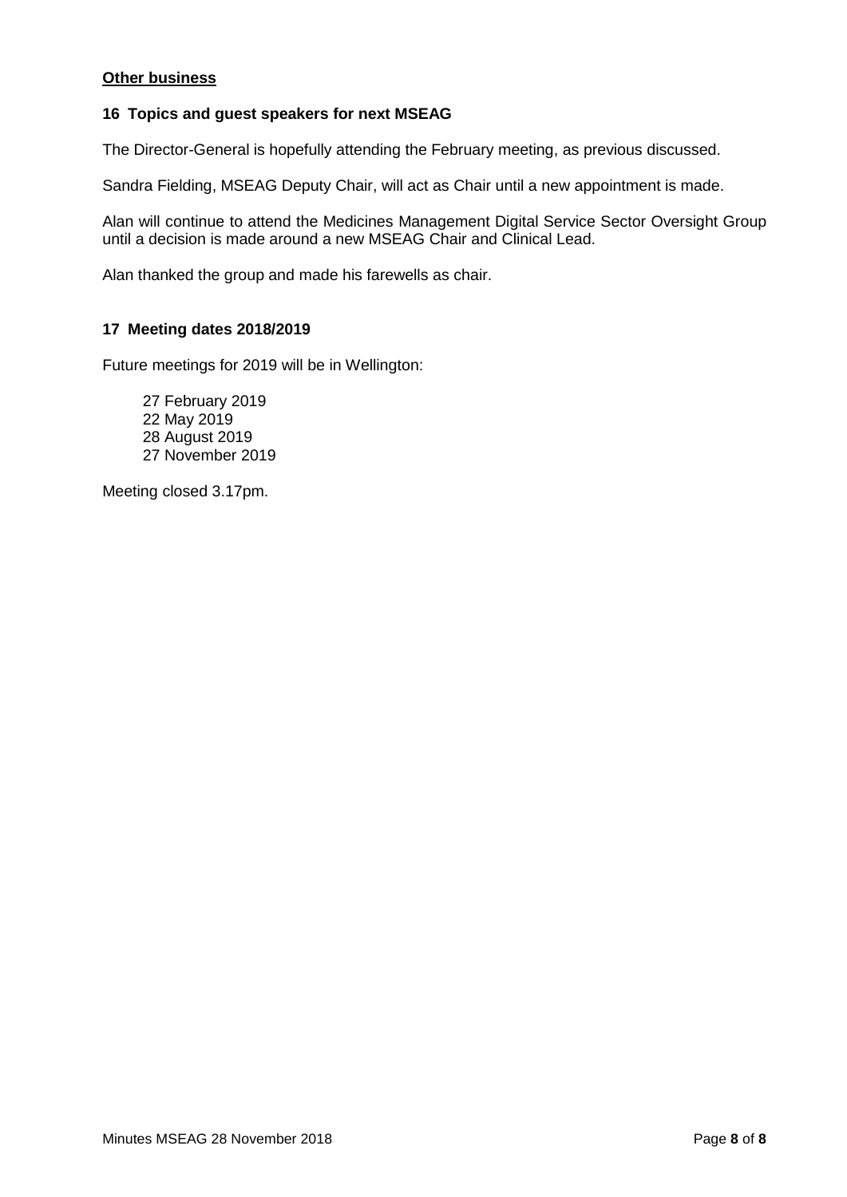**Other business**

### 16 Topics and guest speakers for next MSEAG

The Director-General is hopefully attending the February meeting, as previous discussed.

Sandra Fielding, MSEAG Deputy Chair, will act as Chair until a new appointment is made.

Alan will continue to attend the Medicines Management Digital Service Sector Oversight Group until a decision is made around a new MSEAG Chair and Clinical Lead.

Alan thanked the group and made his farewells as chair.

### 17 Meeting dates 2018/2019

Future meetings for 2019 will be in Wellington:

27 February 2019
22 May 2019
28 August 2019
27 November 2019

Meeting closed 3.17pm.